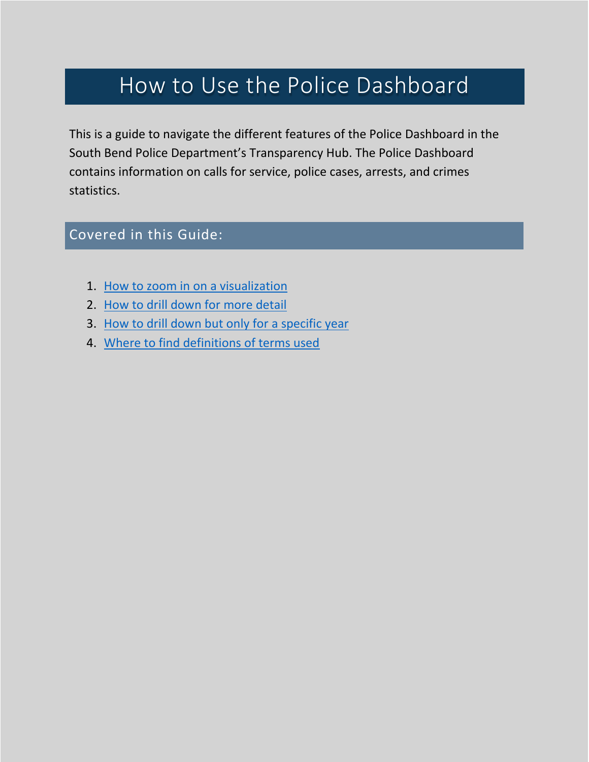# How to Use the Police Dashboard

This is a guide to navigate the different features of the Police Dashboard in the South Bend Police Department's Transparency Hub. The Police Dashboard contains information on calls for service, police cases, arrests, and crimes statistics.

## Covered in this Guide:

1. How to zoom in on a visualization
2. How to drill down for more detail
3. How to drill down but only for a specific year
4. Where to find definitions of terms used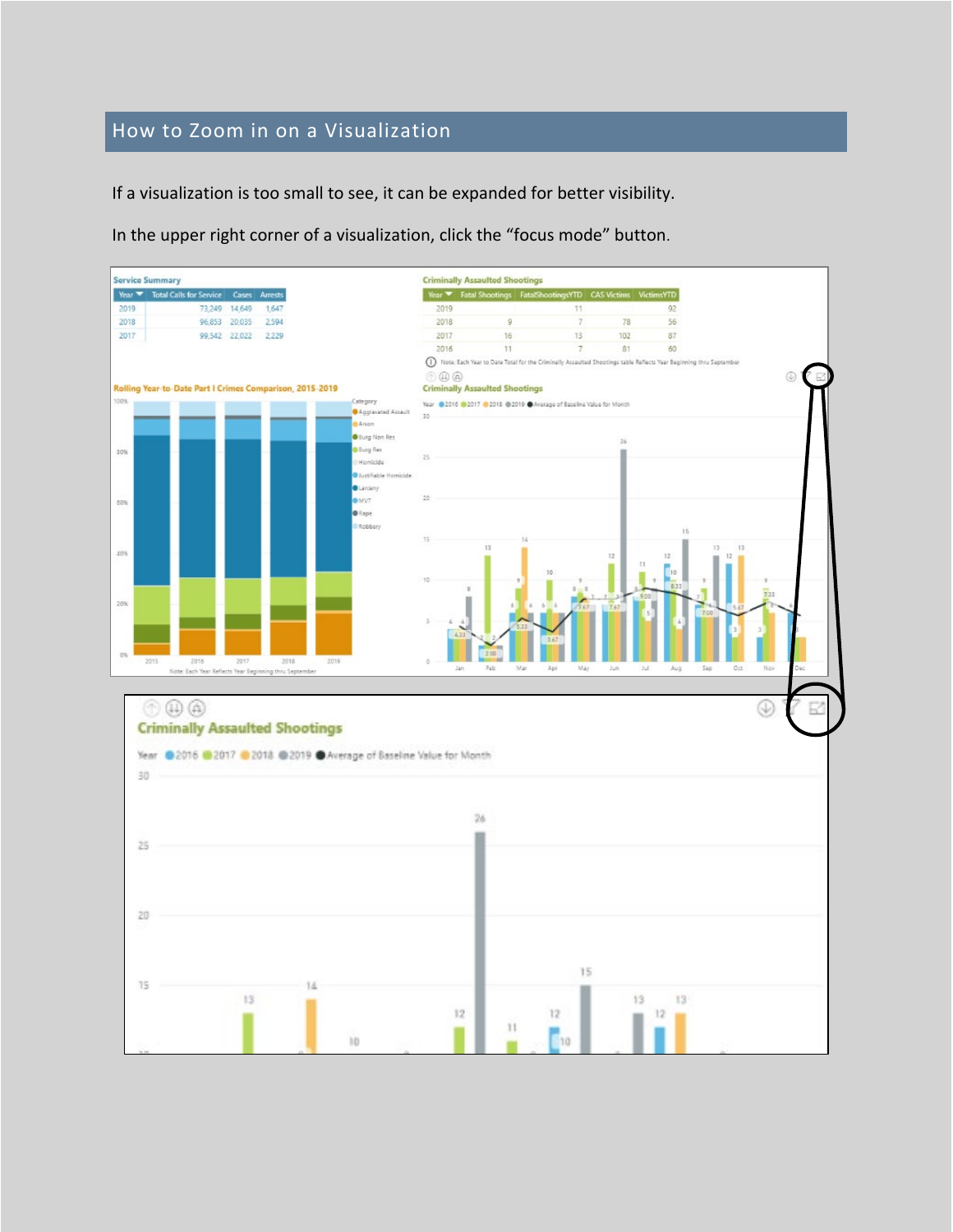## How to Zoom in on a Visualization

If a visualization is too small to see, it can be expanded for better visibility.

In the upper right corner of a visualization, click the "focus mode" button.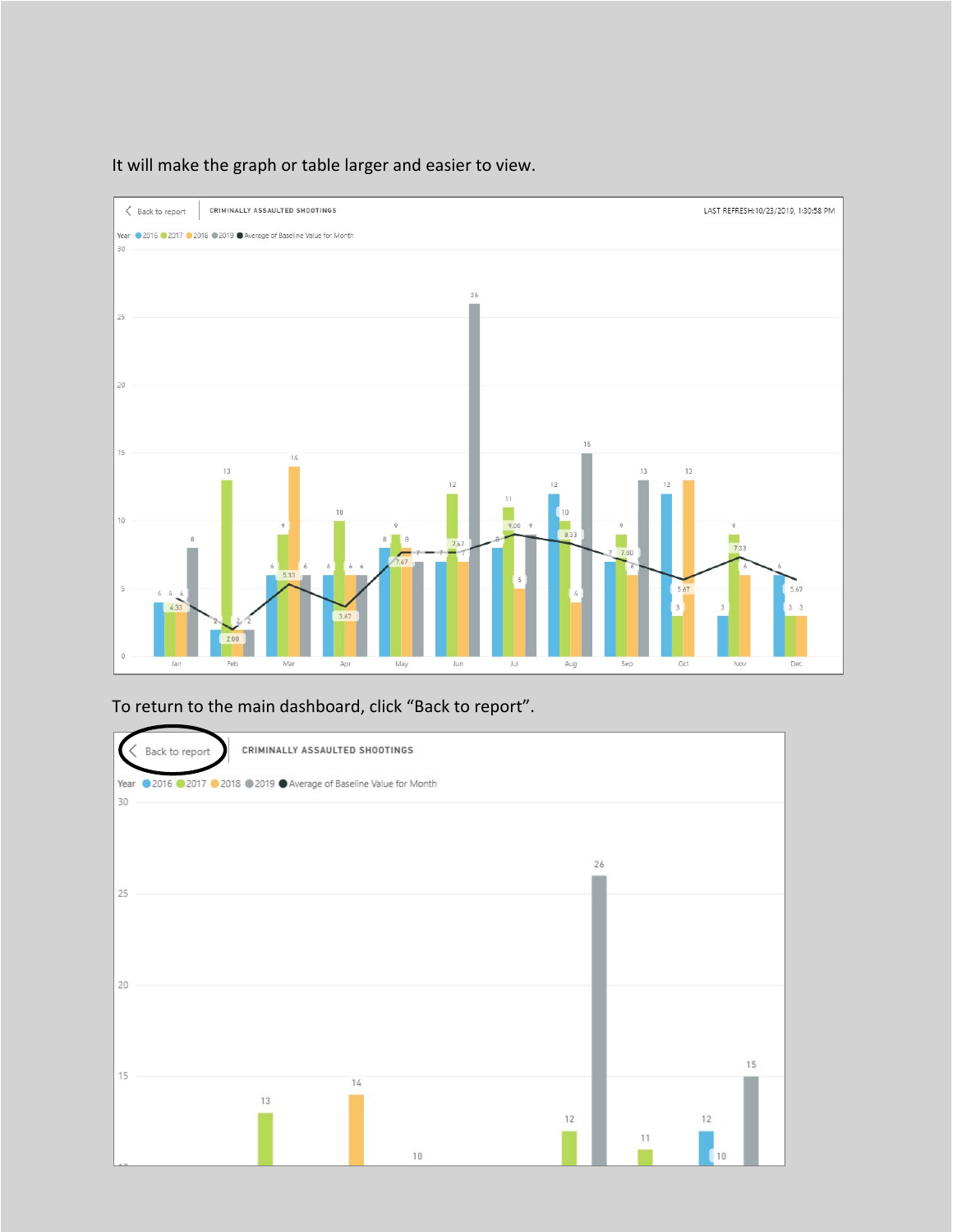It will make the graph or table larger and easier to view.

To return to the main dashboard, click "Back to report".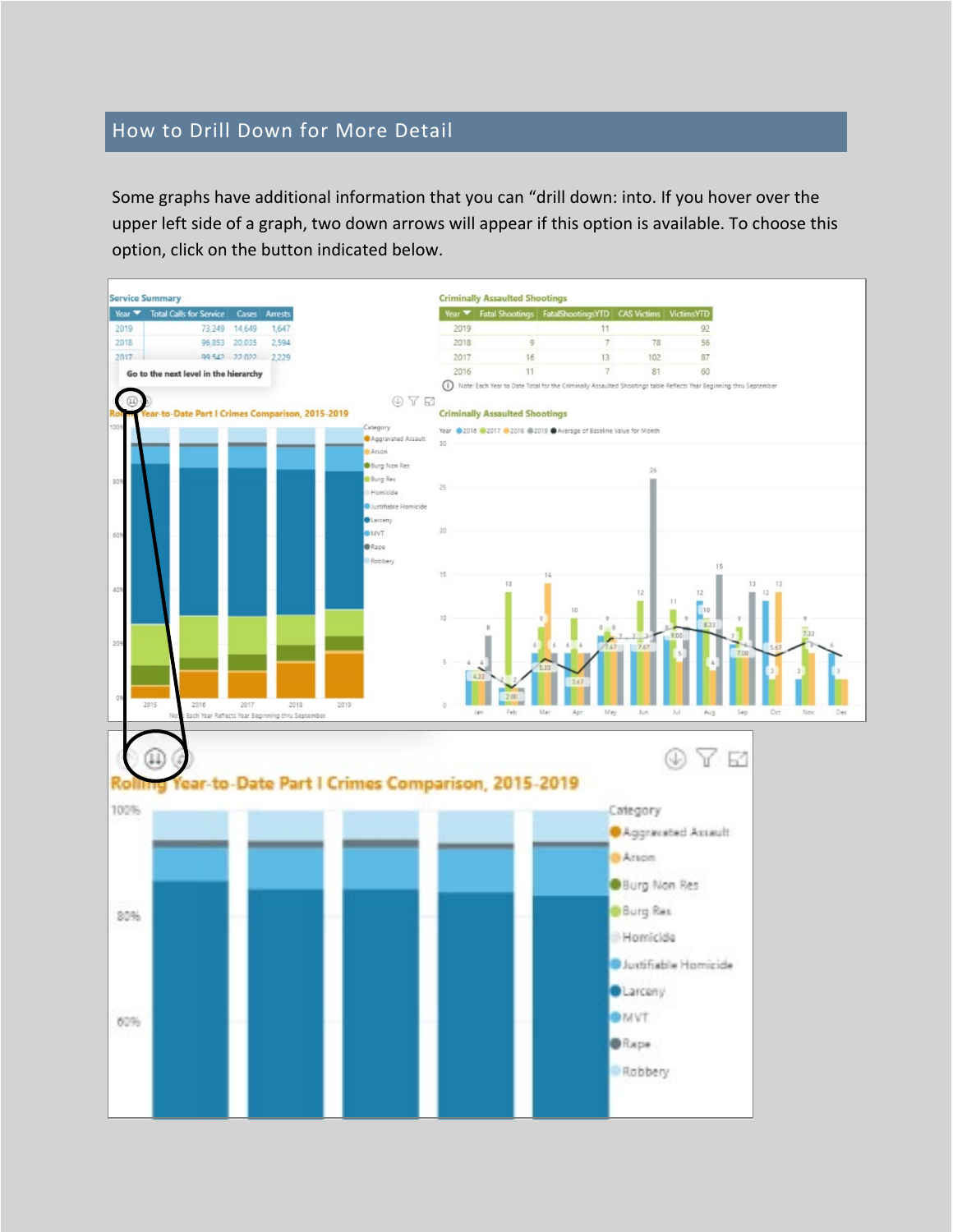## How to Drill Down for More Detail

Some graphs have additional information that you can "drill down: into. If you hover over the upper left side of a graph, two down arrows will appear if this option is available. To choose this option, click on the button indicated below.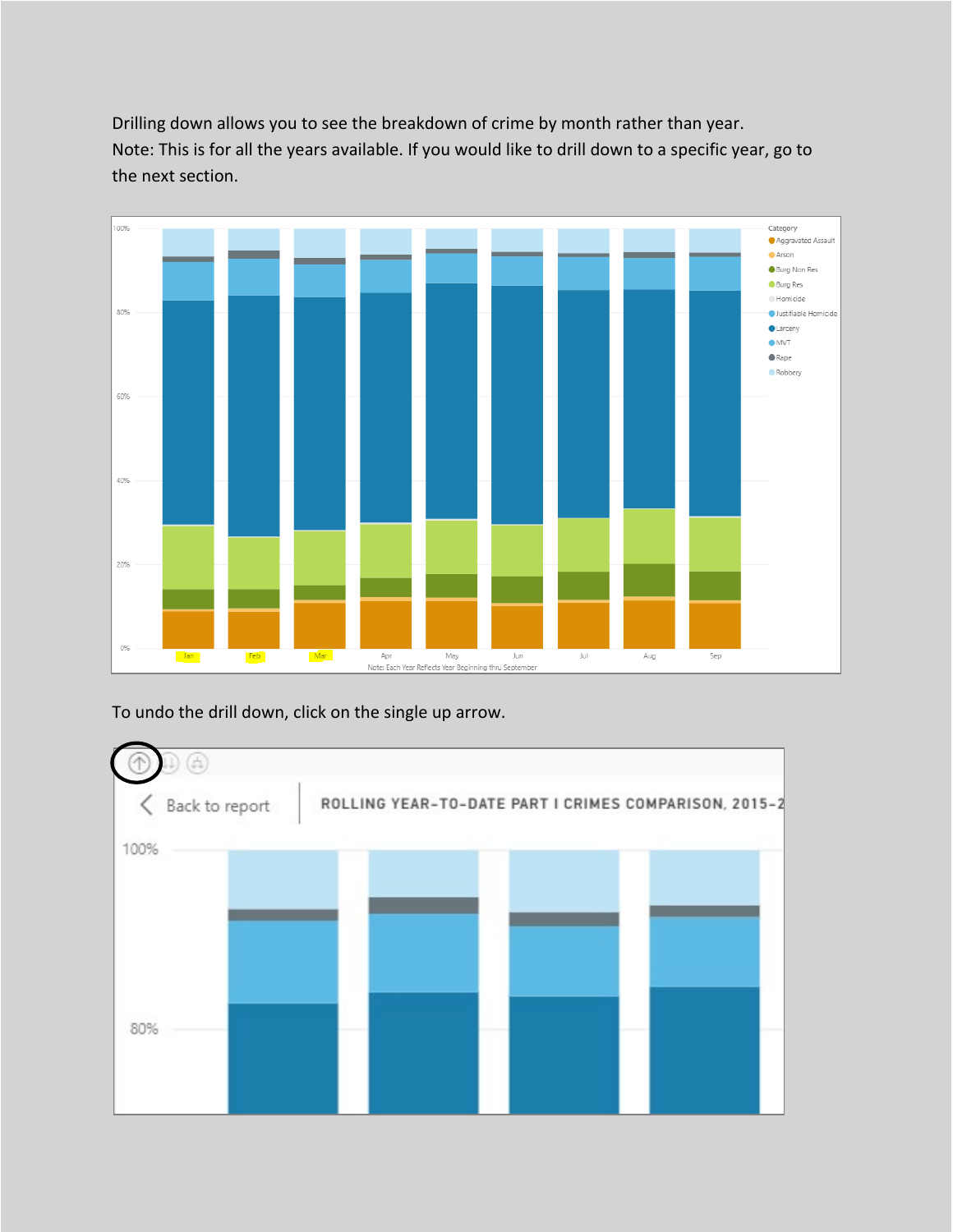Drilling down allows you to see the breakdown of crime by month rather than year.
Note: This is for all the years available. If you would like to drill down to a specific year, go to the next section.

To undo the drill down, click on the single up arrow.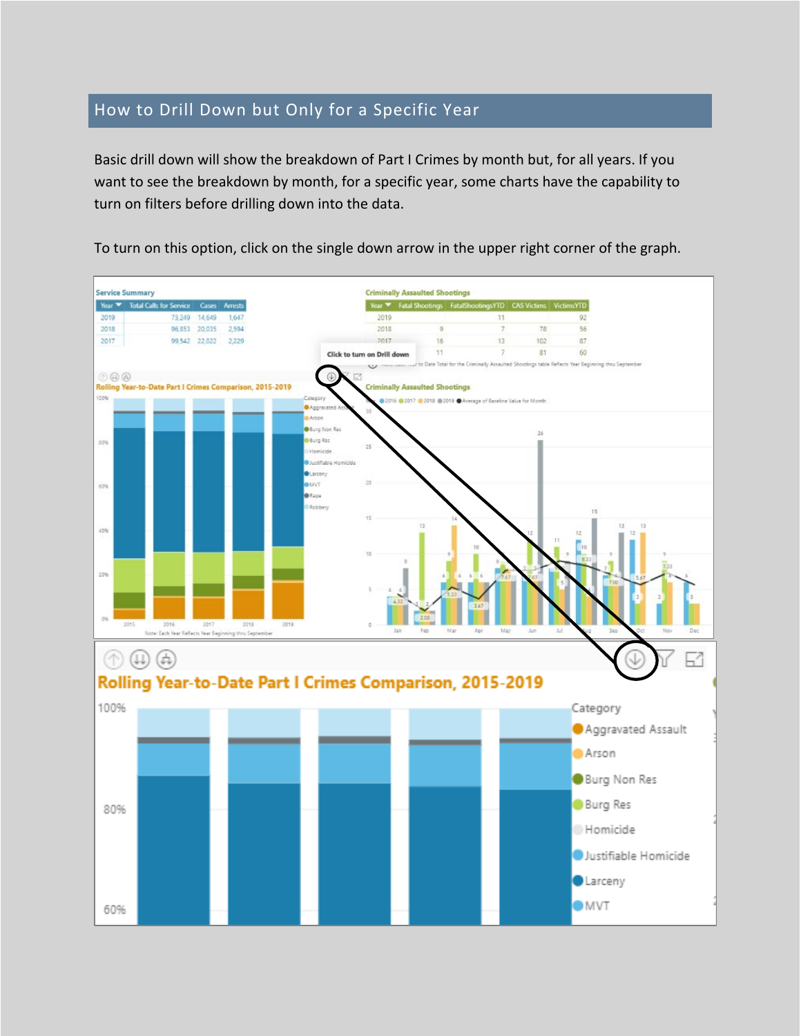## How to Drill Down but Only for a Specific Year

Basic drill down will show the breakdown of Part I Crimes by month but, for all years. If you want to see the breakdown by month, for a specific year, some charts have the capability to turn on filters before drilling down into the data.

To turn on this option, click on the single down arrow in the upper right corner of the graph.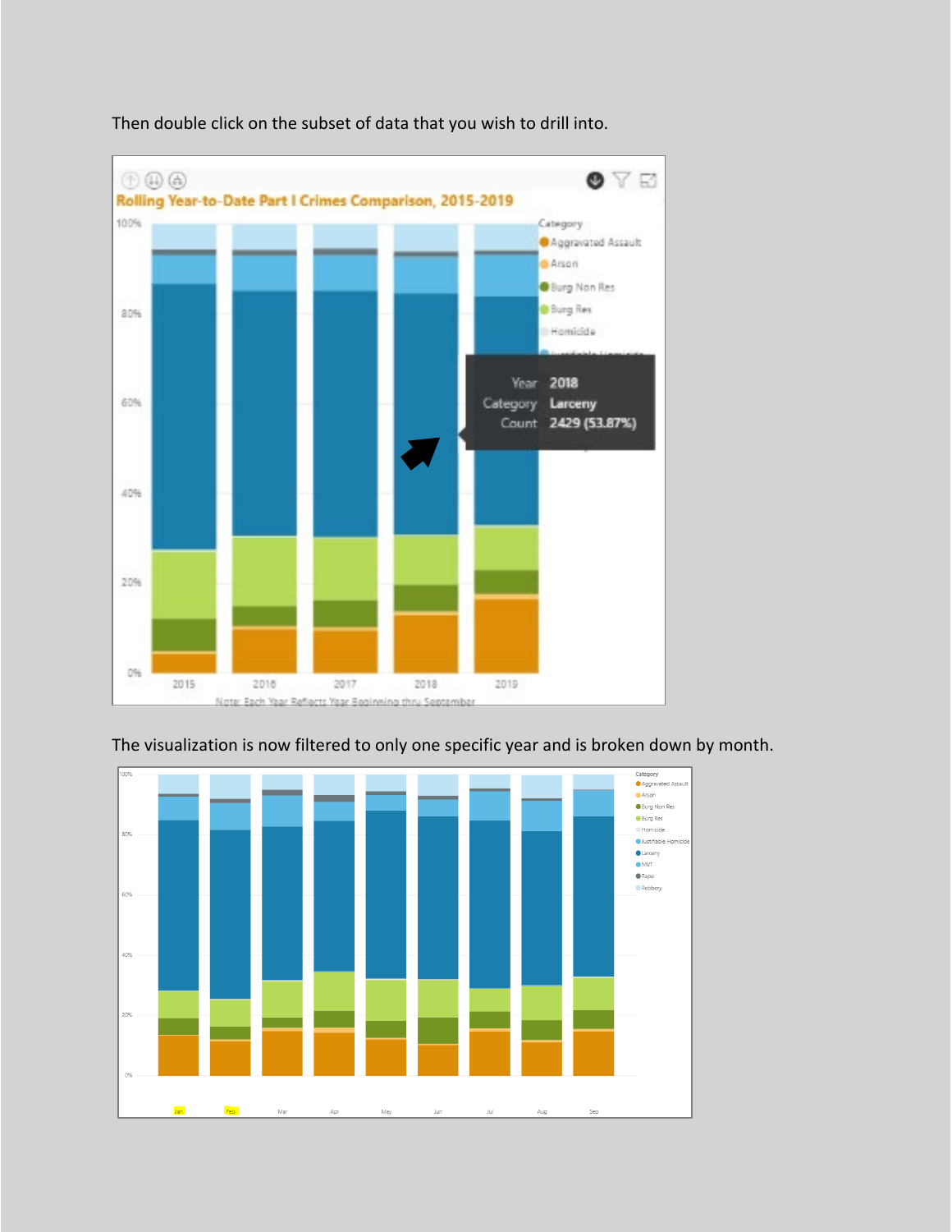Then double click on the subset of data that you wish to drill into.

The visualization is now filtered to only one specific year and is broken down by month.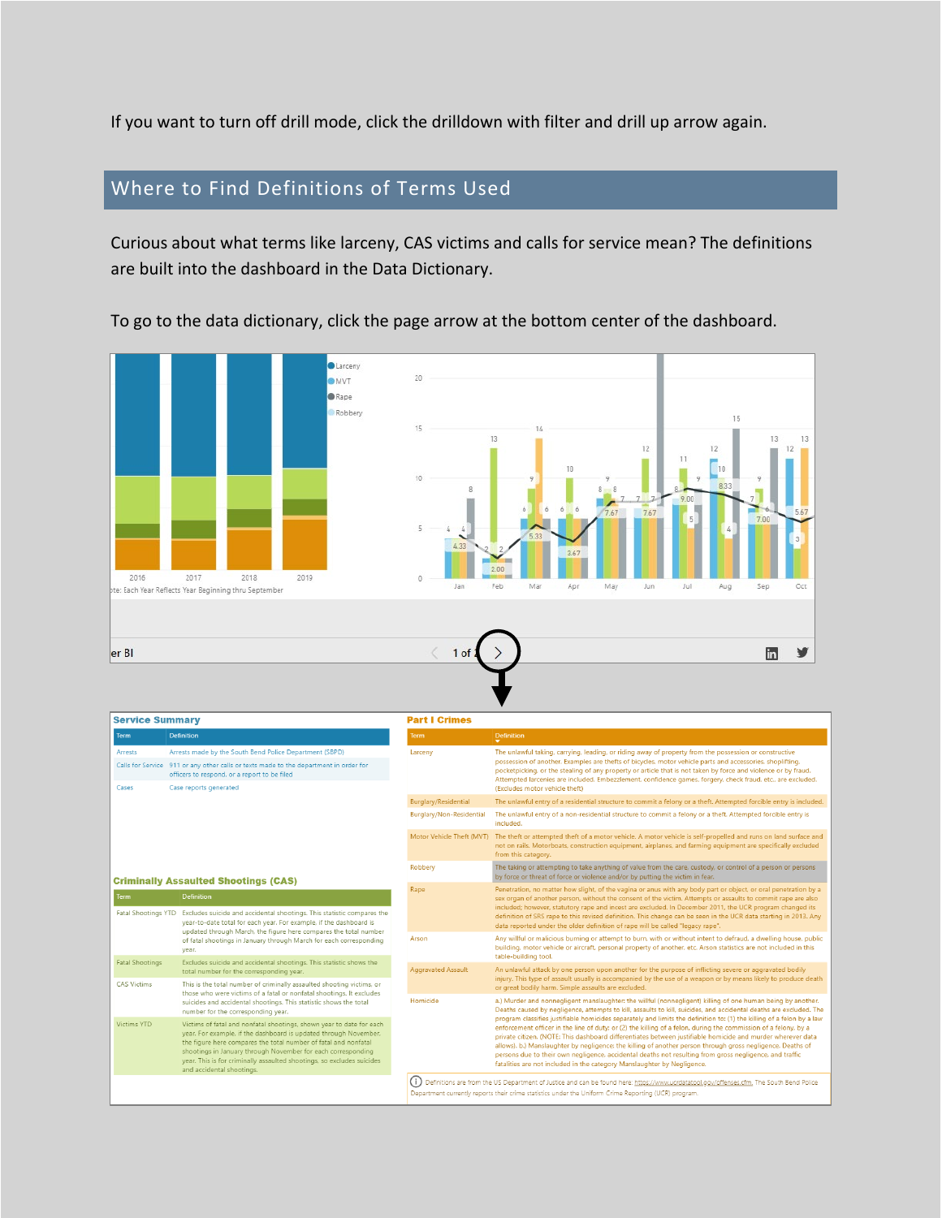If you want to turn off drill mode, click the drilldown with filter and drill up arrow again.

## Where to Find Definitions of Terms Used

Curious about what terms like larceny, CAS victims and calls for service mean? The definitions are built into the dashboard in the Data Dictionary.

To go to the data dictionary, click the page arrow at the bottom center of the dashboard.

Larceny
MVT
Rape
Robbery

2016 2017 2018 2019

ote: Each Year Reflects Year Beginning thru September

Jan Feb Mar Apr May Jun Jul Aug Sep Oct

er BI

1 of 2

**Service Summary**

| Term | Definition |
|---|---|
| Arrests | Arrests made by the South Bend Police Department (SBPD) |
| Calls for Service | 911 or any other calls or texts made to the department in order for officers to respond, or a report to be filed |
| Cases | Case reports generated |

**Criminally Assaulted Shootings (CAS)**

| Term | Definition |
|---|---|
| Fatal Shootings YTD | Excludes suicide and accidental shootings. This statistic compares the year-to-date total for each year. For example, if the dashboard is updated through March, the figure here compares the total number of fatal shootings in January through March for each corresponding year. |
| Fatal Shootings | Excludes suicide and accidental shootings. This statistic shows the total number for the corresponding year. |
| CAS Victims | This is the total number of criminally assaulted shooting victims, or those who were victims of a fatal or nonfatal shootings. It excludes suicides and accidental shootings. This statistic shows the total number for the corresponding year. |
| Victims YTD | Victims of fatal and nonfatal shootings, shown year to date for each year. For example, if the dashboard is updated through November, the figure here compares the total number of fatal and nonfatal shootings in January through November for each corresponding year. This is for criminally assaulted shootings, so excludes suicides and accidental shootings. |

**Part I Crimes**

| Term | Definition |
|---|---|
| Larceny | The unlawful taking, carrying, leading, or riding away of property from the possession or constructive possession of another. Examples are thefts of bicycles, motor vehicle parts and accessories, shoplifting, pocketpicking, or the stealing of any property or article that is not taken by force and violence or by fraud. Attempted larcenies are included. Embezzlement, confidence games, forgery, check fraud, etc., are excluded. (Excludes motor vehicle theft) |
| Burglary/Residential | The unlawful entry of a residential structure to commit a felony or a theft. Attempted forcible entry is included. |
| Burglary/Non-Residential | The unlawful entry of a non-residential structure to commit a felony or a theft. Attempted forcible entry is included. |
| Motor Vehicle Theft (MVT) | The theft or attempted theft of a motor vehicle. A motor vehicle is self-propelled and runs on land surface and not on rails. Motorboats, construction equipment, airplanes, and farming equipment are specifically excluded from this category. |
| Robbery | The taking or attempting to take anything of value from the care, custody, or control of a person or persons by force or threat of force or violence and/or by putting the victim in fear. |
| Rape | Penetration, no matter how slight, of the vagina or anus with any body part or object, or oral penetration by a sex organ of another person, without the consent of the victim. Attempts or assaults to commit rape are also included; however, statutory rape and incest are excluded. In December 2011, the UCR program changed its definition of SRS rape to this revised definition. This change can be seen in the UCR data starting in 2013. Any data reported under the older definition of rape will be called "legacy rape". |
| Arson | Any willful or malicious burning or attempt to burn, with or without intent to defraud, a dwelling house, public building, motor vehicle or aircraft, personal property of another, etc. Arson statistics are not included in this table-building tool. |
| Aggravated Assault | An unlawful attack by one person upon another for the purpose of inflicting severe or aggravated bodily injury. This type of assault usually is accompanied by the use of a weapon or by means likely to produce death or great bodily harm. Simple assaults are excluded. |
| Homicide | a.) Murder and nonnegligent manslaughter: the willful (nonnegligent) killing of one human being by another. Deaths caused by negligence, attempts to kill, assaults to kill, suicides, and accidental deaths are excluded. The program classifies justifiable homicides separately and limits the definition to: (1) the killing of a felon by a law enforcement officer in the line of duty; or (2) the killing of a felon, during the commission of a felony, by a private citizen. (NOTE: This dashboard differentiates between justifiable homicide and murder wherever data allows). b.) Manslaughter by negligence: the killing of another person through gross negligence. Deaths of persons due to their own negligence, accidental deaths not resulting from gross negligence, and traffic fatalities are not included in the category Manslaughter by Negligence. |

Definitions are from the US Department of Justice and can be found here. https://www.ucrdatatool.gov/offenses.cfm. The South Bend Police Department currently reports their crime statistics under the Uniform Crime Reporting (UCR) program.